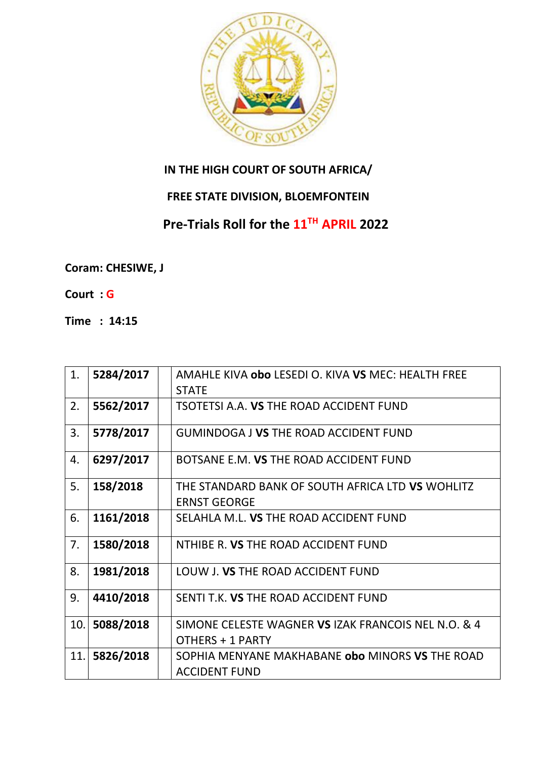**IN THE HIGH COURT OF SOUTH AFRICA/**

**FREE STATE DIVISION, BLOEMFONTEIN**

## Pre-Trials Roll for the 11TH APRIL 2022

**Coram: CHESIWE, J**

**Court : G**

**Time : 14:15**

| | | | |
|---|---|---|---|
| 1. | **5284/2017** | | AMAHLE KIVA **obo** LESEDI O. KIVA **VS** MEC: HEALTH FREE STATE |
| 2. | **5562/2017** | | TSOTETSI A.A. **VS** THE ROAD ACCIDENT FUND |
| 3. | **5778/2017** | | GUMINDOGA J **VS** THE ROAD ACCIDENT FUND |
| 4. | **6297/2017** | | BOTSANE E.M. **VS** THE ROAD ACCIDENT FUND |
| 5. | **158/2018** | | THE STANDARD BANK OF SOUTH AFRICA LTD **VS** WOHLITZ ERNST GEORGE |
| 6. | **1161/2018** | | SELAHLA M.L. **VS** THE ROAD ACCIDENT FUND |
| 7. | **1580/2018** | | NTHIBE R. **VS** THE ROAD ACCIDENT FUND |
| 8. | **1981/2018** | | LOUW J. **VS** THE ROAD ACCIDENT FUND |
| 9. | **4410/2018** | | SENTI T.K. **VS** THE ROAD ACCIDENT FUND |
| 10. | **5088/2018** | | SIMONE CELESTE WAGNER **VS** IZAK FRANCOIS NEL N.O. & 4 OTHERS + 1 PARTY |
| 11. | **5826/2018** | | SOPHIA MENYANE MAKHABANE **obo** MINORS **VS** THE ROAD ACCIDENT FUND |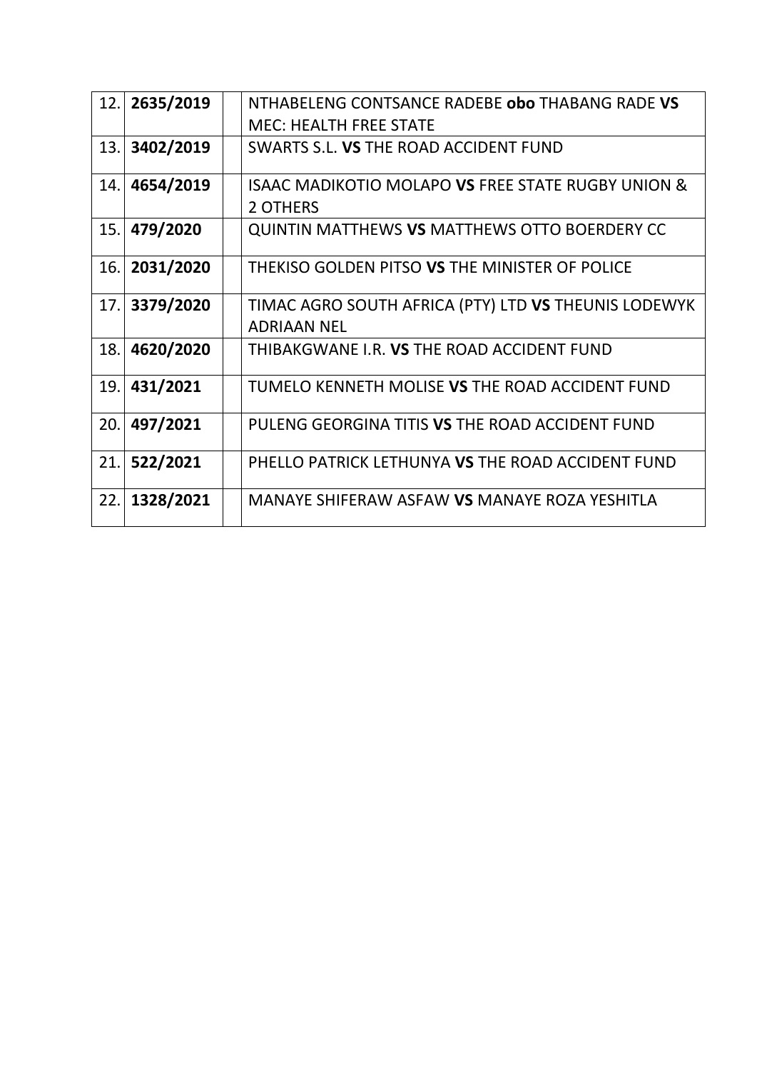| | | | |
|---|---|---|---|
| 12. | **2635/2019** | | NTHABELENG CONTSANCE RADEBE **obo** THABANG RADE **VS** MEC: HEALTH FREE STATE |
| 13. | **3402/2019** | | SWARTS S.L. **VS** THE ROAD ACCIDENT FUND |
| 14. | **4654/2019** | | ISAAC MADIKOTIO MOLAPO **VS** FREE STATE RUGBY UNION & 2 OTHERS |
| 15. | **479/2020** | | QUINTIN MATTHEWS **VS** MATTHEWS OTTO BOERDERY CC |
| 16. | **2031/2020** | | THEKISO GOLDEN PITSO **VS** THE MINISTER OF POLICE |
| 17. | **3379/2020** | | TIMAC AGRO SOUTH AFRICA (PTY) LTD **VS** THEUNIS LODEWYK ADRIAAN NEL |
| 18. | **4620/2020** | | THIBAKGWANE I.R. **VS** THE ROAD ACCIDENT FUND |
| 19. | **431/2021** | | TUMELO KENNETH MOLISE **VS** THE ROAD ACCIDENT FUND |
| 20. | **497/2021** | | PULENG GEORGINA TITIS **VS** THE ROAD ACCIDENT FUND |
| 21. | **522/2021** | | PHELLO PATRICK LETHUNYA **VS** THE ROAD ACCIDENT FUND |
| 22. | **1328/2021** | | MANAYE SHIFERAW ASFAW **VS** MANAYE ROZA YESHITLA |